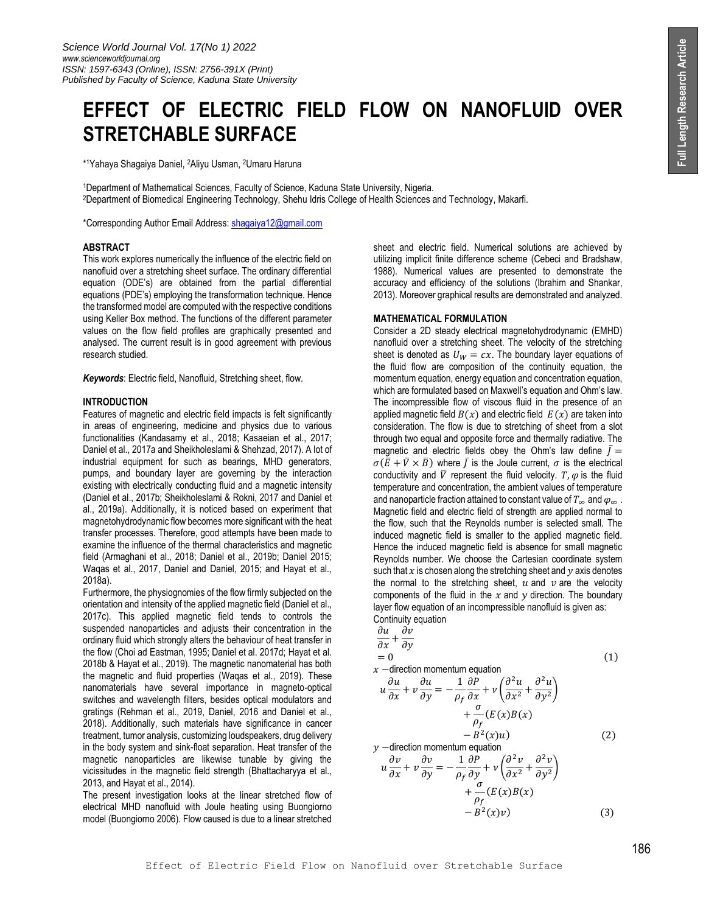# EFFECT OF ELECTRIC FIELD FLOW ON NANOFLUID OVER STRETCHABLE SURFACE

*[1]Yahaya Shagaiya Daniel, [2]Aliyu Usman, [2]Umaru Haruna

[1]Department of Mathematical Sciences, Faculty of Science, Kaduna State University, Nigeria.
[2]Department of Biomedical Engineering Technology, Shehu Idris College of Health Sciences and Technology, Makarfi.

*Corresponding Author Email Address: shagaiya12@gmail.com

## ABSTRACT

This work explores numerically the influence of the electric field on nanofluid over a stretching sheet surface. The ordinary differential equation (ODE's) are obtained from the partial differential equations (PDE's) employing the transformation technique. Hence the transformed model are computed with the respective conditions using Keller Box method. The functions of the different parameter values on the flow field profiles are graphically presented and analysed. The current result is in good agreement with previous research studied.

***Keywords***: Electric field, Nanofluid, Stretching sheet, flow.

## INTRODUCTION

Features of magnetic and electric field impacts is felt significantly in areas of engineering, medicine and physics due to various functionalities (Kandasamy et al., 2018; Kasaeian et al., 2017; Daniel et al., 2017a and Sheikholeslami & Shehzad, 2017). A lot of industrial equipment for such as bearings, MHD generators, pumps, and boundary layer are governing by the interaction existing with electrically conducting fluid and a magnetic intensity (Daniel et al., 2017b; Sheikholeslami & Rokni, 2017 and Daniel et al., 2019a). Additionally, it is noticed based on experiment that magnetohydrodynamic flow becomes more significant with the heat transfer processes. Therefore, good attempts have been made to examine the influence of the thermal characteristics and magnetic field (Armaghani et al., 2018; Daniel et al., 2019b; Daniel 2015; Waqas et al., 2017, Daniel and Daniel, 2015; and Hayat et al., 2018a).

Furthermore, the physiognomies of the flow firmly subjected on the orientation and intensity of the applied magnetic field (Daniel et al., 2017c). This applied magnetic field tends to controls the suspended nanoparticles and adjusts their concentration in the ordinary fluid which strongly alters the behaviour of heat transfer in the flow (Choi ad Eastman, 1995; Daniel et al. 2017d; Hayat et al. 2018b & Hayat et al., 2019). The magnetic nanomaterial has both the magnetic and fluid properties (Waqas et al., 2019). These nanomaterials have several importance in magneto-optical switches and wavelength filters, besides optical modulators and gratings (Rehman et al., 2019, Daniel, 2016 and Daniel et al., 2018). Additionally, such materials have significance in cancer treatment, tumor analysis, customizing loudspeakers, drug delivery in the body system and sink-float separation. Heat transfer of the magnetic nanoparticles are likewise tunable by giving the vicissitudes in the magnetic field strength (Bhattacharyya et al., 2013, and Hayat et al., 2014).

The present investigation looks at the linear stretched flow of electrical MHD nanofluid with Joule heating using Buongiorno model (Buongiorno 2006). Flow caused is due to a linear stretched sheet and electric field. Numerical solutions are achieved by utilizing implicit finite difference scheme (Cebeci and Bradshaw, 1988). Numerical values are presented to demonstrate the accuracy and efficiency of the solutions (Ibrahim and Shankar, 2013). Moreover graphical results are demonstrated and analyzed.

## MATHEMATICAL FORMULATION

Consider a 2D steady electrical magnetohydrodynamic (EMHD) nanofluid over a stretching sheet. The velocity of the stretching sheet is denoted as $U_W = cx$. The boundary layer equations of the fluid flow are composition of the continuity equation, the momentum equation, energy equation and concentration equation, which are formulated based on Maxwell's equation and Ohm's law. The incompressible flow of viscous fluid in the presence of an applied magnetic field $B(x)$ and electric field $E(x)$ are taken into consideration. The flow is due to stretching of sheet from a slot through two equal and opposite force and thermally radiative. The magnetic and electric fields obey the Ohm's law define $\bar{J} = \sigma(\bar{E} + \bar{V} \times \bar{B})$ where $\bar{J}$ is the Joule current, $\sigma$ is the electrical conductivity and $\bar{V}$ represent the fluid velocity. $T, \varphi$ is the fluid temperature and concentration, the ambient values of temperature and nanoparticle fraction attained to constant value of $T_\infty$ and $\varphi_\infty$. Magnetic field and electric field of strength are applied normal to the flow, such that the Reynolds number is selected small. The induced magnetic field is smaller to the applied magnetic field. Hence the induced magnetic field is absence for small magnetic Reynolds number. We choose the Cartesian coordinate system such that $x$ is chosen along the stretching sheet and $y$ axis denotes the normal to the stretching sheet, $u$ and $v$ are the velocity components of the fluid in the $x$ and $y$ direction. The boundary layer flow equation of an incompressible nanofluid is given as:

Continuity equation

$$\frac{\partial u}{\partial x} + \frac{\partial v}{\partial y} = 0 \tag{1}$$

$x$ −direction momentum equation

$$u\frac{\partial u}{\partial x} + v\frac{\partial u}{\partial y} = -\frac{1}{\rho_f}\frac{\partial P}{\partial x} + \nu\left(\frac{\partial^2 u}{\partial x^2} + \frac{\partial^2 u}{\partial y^2}\right) + \frac{\sigma}{\rho_f}(E(x)B(x) - B^2(x)u) \tag{2}$$

$y$ −direction momentum equation

$$u\frac{\partial v}{\partial x} + v\frac{\partial v}{\partial y} = -\frac{1}{\rho_f}\frac{\partial P}{\partial y} + \nu\left(\frac{\partial^2 v}{\partial x^2} + \frac{\partial^2 v}{\partial y^2}\right) + \frac{\sigma}{\rho_f}(E(x)B(x) - B^2(x)v) \tag{3}$$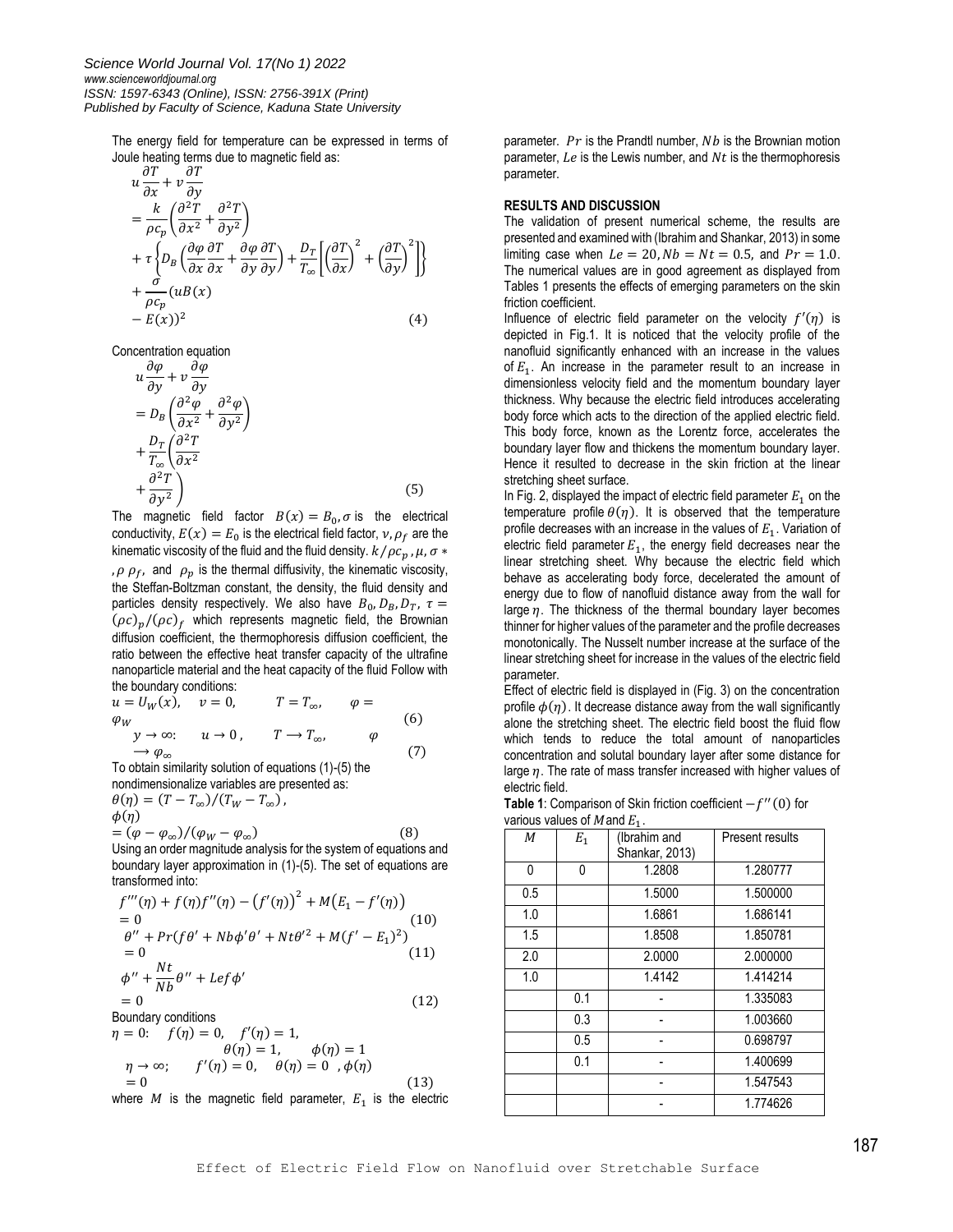The energy field for temperature can be expressed in terms of Joule heating terms due to magnetic field as:

$$u\frac{\partial T}{\partial x}+v\frac{\partial T}{\partial y} = \frac{k}{\rho c_p}\left(\frac{\partial^2 T}{\partial x^2}+\frac{\partial^2 T}{\partial y^2}\right) + \tau\left\{D_B\left(\frac{\partial \varphi}{\partial x}\frac{\partial T}{\partial x}+\frac{\partial \varphi}{\partial y}\frac{\partial T}{\partial y}\right)+\frac{D_T}{T_\infty}\left[\left(\frac{\partial T}{\partial x}\right)^2+\left(\frac{\partial T}{\partial y}\right)^2\right]\right\} + \frac{\sigma}{\rho c_p}(uB(x) - E(x))^2 \tag{4}$$

Concentration equation

$$u\frac{\partial \varphi}{\partial y}+v\frac{\partial \varphi}{\partial y} = D_B\left(\frac{\partial^2 \varphi}{\partial x^2}+\frac{\partial^2 \varphi}{\partial y^2}\right) + \frac{D_T}{T_\infty}\left(\frac{\partial^2 T}{\partial x^2} + \frac{\partial^2 T}{\partial y^2}\right) \tag{5}$$

The magnetic field factor $B(x) = B_0, \sigma$ is the electrical conductivity, $E(x) = E_0$ is the electrical field factor, $\nu, \rho_f$ are the kinematic viscosity of the fluid and the fluid density. $k/\rho c_p, \mu, \sigma *, \rho\ \rho_f$, and $\rho_p$ is the thermal diffusivity, the kinematic viscosity, the Steffan-Boltzman constant, the density, the fluid density and particles density respectively. We also have $B_0, D_B, D_T, \tau = (\rho c)_p/(\rho c)_f$ which represents magnetic field, the Brownian diffusion coefficient, the thermophoresis diffusion coefficient, the ratio between the effective heat transfer capacity of the ultrafine nanoparticle material and the heat capacity of the fluid Follow with the boundary conditions:

$$u = U_W(x), \quad v = 0, \quad T = T_\infty, \quad \varphi = \varphi_W \tag{6}$$

$$y \to \infty: \quad u \to 0, \quad T \to T_\infty, \quad \varphi \to \varphi_\infty \tag{7}$$

To obtain similarity solution of equations (1)-(5) the nondimensionalize variables are presented as:

$$\theta(\eta) = (T - T_\infty)/(T_W - T_\infty), \quad \phi(\eta) = (\varphi - \varphi_\infty)/(\varphi_W - \varphi_\infty) \tag{8}$$

Using an order magnitude analysis for the system of equations and boundary layer approximation in (1)-(5). The set of equations are transformed into:

$$f'''(\eta) + f(\eta)f''(\eta) - (f'(\eta))^2 + M(E_1 - f'(\eta)) = 0 \tag{10}$$

$$\theta'' + Pr(f\theta' + Nb\phi'\theta' + Nt\theta'^2 + M(f' - E_1)^2) = 0 \tag{11}$$

$$\phi'' + \frac{Nt}{Nb}\theta'' + Lef\phi' = 0 \tag{12}$$

Boundary conditions

$$\eta = 0: \quad f(\eta) = 0, \quad f'(\eta) = 1, \quad \theta(\eta) = 1, \quad \phi(\eta) = 1$$

$$\eta \to \infty; \quad f'(\eta) = 0, \quad \theta(\eta) = 0, \quad \phi(\eta) = 0 \tag{13}$$

where $M$ is the magnetic field parameter, $E_1$ is the electric parameter. $Pr$ is the Prandtl number, $Nb$ is the Brownian motion parameter, $Le$ is the Lewis number, and $Nt$ is the thermophoresis parameter.

## RESULTS AND DISCUSSION

The validation of present numerical scheme, the results are presented and examined with (Ibrahim and Shankar, 2013) in some limiting case when $Le = 20, Nb = Nt = 0.5$, and $Pr = 1.0$. The numerical values are in good agreement as displayed from Tables 1 presents the effects of emerging parameters on the skin friction coefficient.

Influence of electric field parameter on the velocity $f'(\eta)$ is depicted in Fig.1. It is noticed that the velocity profile of the nanofluid significantly enhanced with an increase in the values of $E_1$. An increase in the parameter result to an increase in dimensionless velocity field and the momentum boundary layer thickness. Why because the electric field introduces accelerating body force which acts to the direction of the applied electric field. This body force, known as the Lorentz force, accelerates the boundary layer flow and thickens the momentum boundary layer. Hence it resulted to decrease in the skin friction at the linear stretching sheet surface.

In Fig. 2, displayed the impact of electric field parameter $E_1$ on the temperature profile $\theta(\eta)$. It is observed that the temperature profile decreases with an increase in the values of $E_1$. Variation of electric field parameter $E_1$, the energy field decreases near the linear stretching sheet. Why because the electric field which behave as accelerating body force, decelerated the amount of energy due to flow of nanofluid distance away from the wall for large $\eta$. The thickness of the thermal boundary layer becomes thinner for higher values of the parameter and the profile decreases monotonically. The Nusselt number increase at the surface of the linear stretching sheet for increase in the values of the electric field parameter.

Effect of electric field is displayed in (Fig. 3) on the concentration profile $\phi(\eta)$. It decrease distance away from the wall significantly alone the stretching sheet. The electric field boost the fluid flow which tends to reduce the total amount of nanoparticles concentration and solutal boundary layer after some distance for large $\eta$. The rate of mass transfer increased with higher values of electric field.

**Table 1**: Comparison of Skin friction coefficient $-f''(0)$ for various values of $M$ and $E_1$.

| $M$ | $E_1$ | (Ibrahim and Shankar, 2013) | Present results |
|---|---|---|---|
| 0 | 0 | 1.2808 | 1.280777 |
| 0.5 | | 1.5000 | 1.500000 |
| 1.0 | | 1.6861 | 1.686141 |
| 1.5 | | 1.8508 | 1.850781 |
| 2.0 | | 2.0000 | 2.000000 |
| 1.0 | | 1.4142 | 1.414214 |
| | 0.1 | - | 1.335083 |
| | 0.3 | - | 1.003660 |
| | 0.5 | - | 0.698797 |
| | 0.1 | - | 1.400699 |
| | | - | 1.547543 |
| | | - | 1.774626 |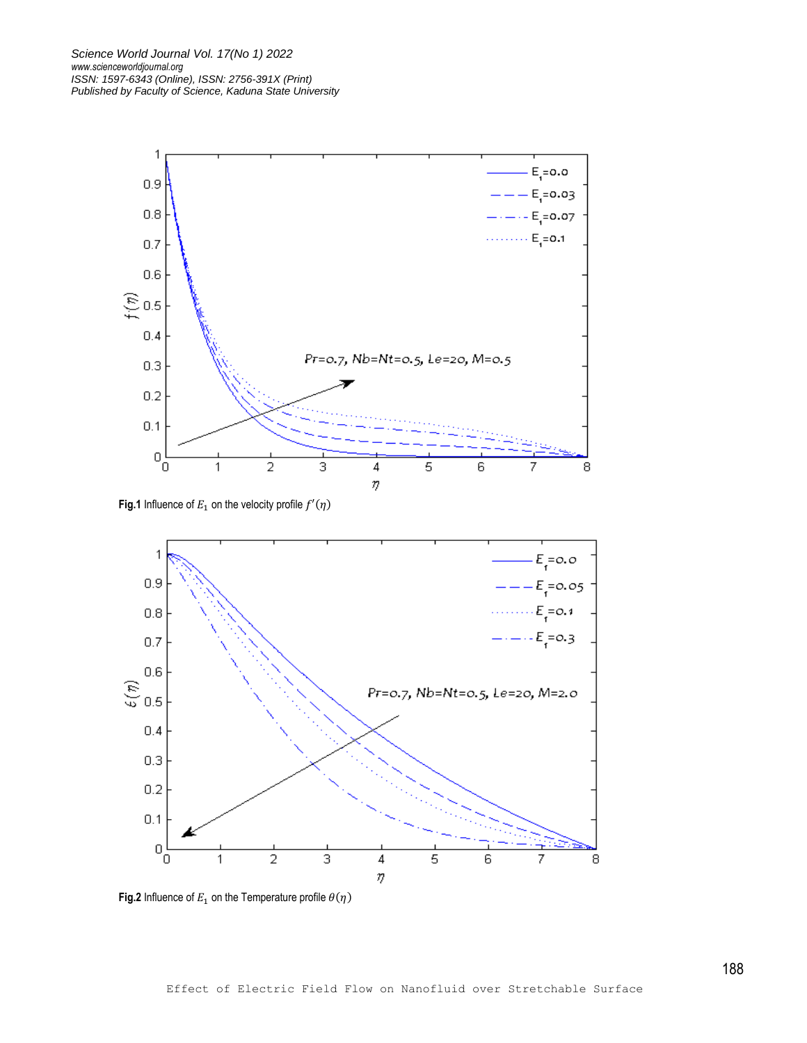**Fig.1** Influence of $E_1$ on the velocity profile $f'(\eta)$

**Fig.2** Influence of $E_1$ on the Temperature profile $\theta(\eta)$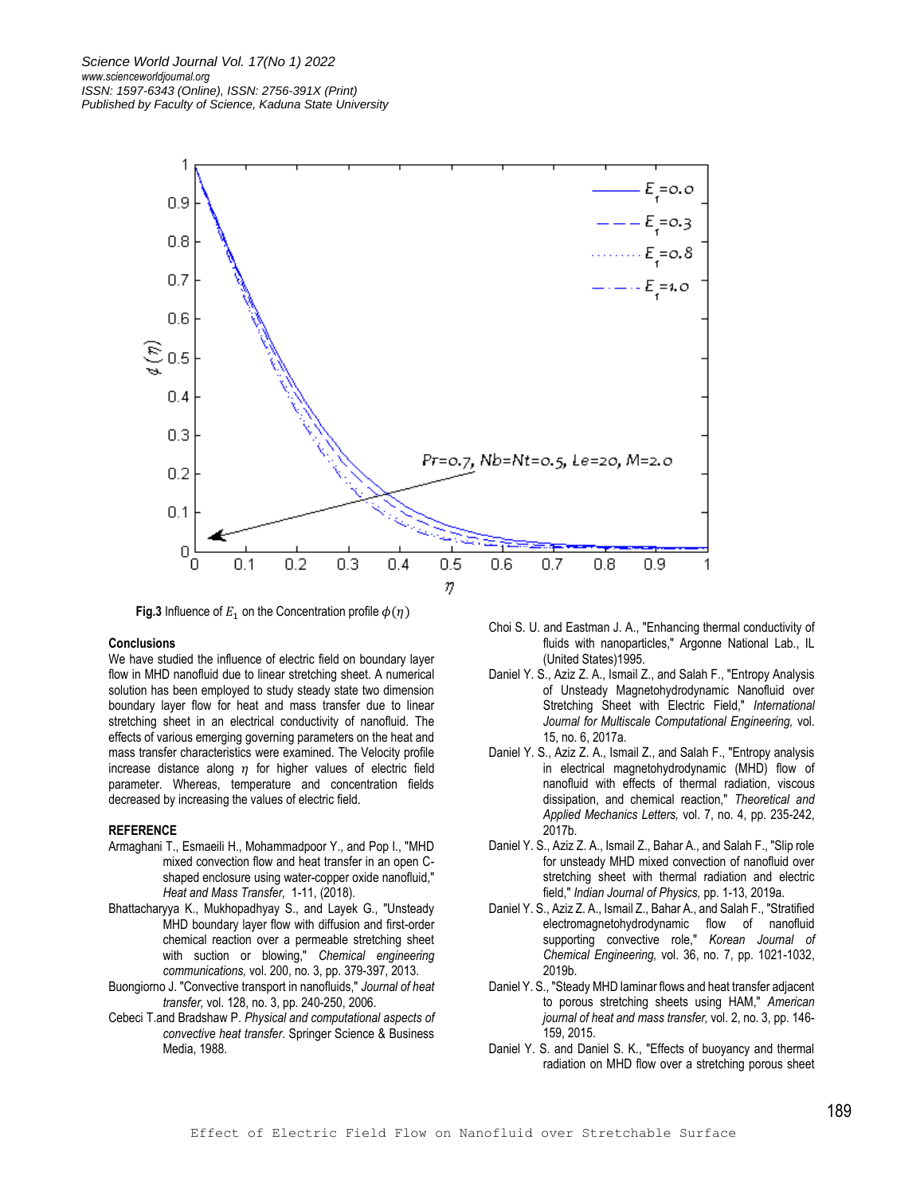**Fig.3** Influence of $E_1$ on the Concentration profile $\phi(\eta)$

### Conclusions

We have studied the influence of electric field on boundary layer flow in MHD nanofluid due to linear stretching sheet. A numerical solution has been employed to study steady state two dimension boundary layer flow for heat and mass transfer due to linear stretching sheet in an electrical conductivity of nanofluid. The effects of various emerging governing parameters on the heat and mass transfer characteristics were examined. The Velocity profile increase distance along $\eta$ for higher values of electric field parameter. Whereas, temperature and concentration fields decreased by increasing the values of electric field.

### REFERENCE

Armaghani T., Esmaeili H., Mohammadpoor Y., and Pop I., "MHD mixed convection flow and heat transfer in an open C-shaped enclosure using water-copper oxide nanofluid," *Heat and Mass Transfer,* 1-11, (2018).

Bhattacharyya K., Mukhopadhyay S., and Layek G., "Unsteady MHD boundary layer flow with diffusion and first-order chemical reaction over a permeable stretching sheet with suction or blowing," *Chemical engineering communications,* vol. 200, no. 3, pp. 379-397, 2013.

Buongiorno J. "Convective transport in nanofluids," *Journal of heat transfer,* vol. 128, no. 3, pp. 240-250, 2006.

Cebeci T.and Bradshaw P. *Physical and computational aspects of convective heat transfer.* Springer Science & Business Media, 1988.

Choi S. U. and Eastman J. A., "Enhancing thermal conductivity of fluids with nanoparticles," Argonne National Lab., IL (United States)1995.

Daniel Y. S., Aziz Z. A., Ismail Z., and Salah F., "Entropy Analysis of Unsteady Magnetohydrodynamic Nanofluid over Stretching Sheet with Electric Field," *International Journal for Multiscale Computational Engineering,* vol. 15, no. 6, 2017a.

Daniel Y. S., Aziz Z. A., Ismail Z., and Salah F., "Entropy analysis in electrical magnetohydrodynamic (MHD) flow of nanofluid with effects of thermal radiation, viscous dissipation, and chemical reaction," *Theoretical and Applied Mechanics Letters,* vol. 7, no. 4, pp. 235-242, 2017b.

Daniel Y. S., Aziz Z. A., Ismail Z., Bahar A., and Salah F., "Slip role for unsteady MHD mixed convection of nanofluid over stretching sheet with thermal radiation and electric field," *Indian Journal of Physics,* pp. 1-13, 2019a.

Daniel Y. S., Aziz Z. A., Ismail Z., Bahar A., and Salah F., "Stratified electromagnetohydrodynamic flow of nanofluid supporting convective role," *Korean Journal of Chemical Engineering,* vol. 36, no. 7, pp. 1021-1032, 2019b.

Daniel Y. S., "Steady MHD laminar flows and heat transfer adjacent to porous stretching sheets using HAM," *American journal of heat and mass transfer,* vol. 2, no. 3, pp. 146-159, 2015.

Daniel Y. S. and Daniel S. K., "Effects of buoyancy and thermal radiation on MHD flow over a stretching porous sheet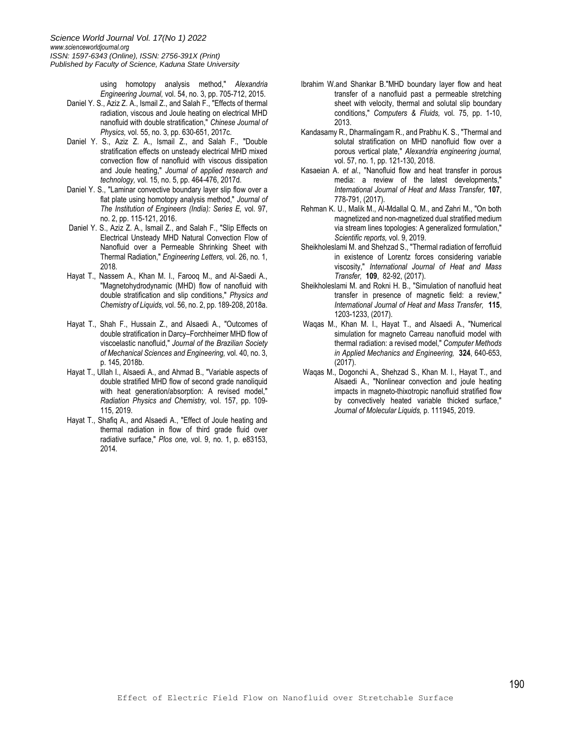using homotopy analysis method," *Alexandria Engineering Journal,* vol. 54, no. 3, pp. 705-712, 2015.

Daniel Y. S., Aziz Z. A., Ismail Z., and Salah F., "Effects of thermal radiation, viscous and Joule heating on electrical MHD nanofluid with double stratification," *Chinese Journal of Physics,* vol. 55, no. 3, pp. 630-651, 2017c.

Daniel Y. S., Aziz Z. A., Ismail Z., and Salah F., "Double stratification effects on unsteady electrical MHD mixed convection flow of nanofluid with viscous dissipation and Joule heating," *Journal of applied research and technology,* vol. 15, no. 5, pp. 464-476, 2017d.

Daniel Y. S., "Laminar convective boundary layer slip flow over a flat plate using homotopy analysis method," *Journal of The Institution of Engineers (India): Series E,* vol. 97, no. 2, pp. 115-121, 2016.

Daniel Y. S., Aziz Z. A., Ismail Z., and Salah F., "Slip Effects on Electrical Unsteady MHD Natural Convection Flow of Nanofluid over a Permeable Shrinking Sheet with Thermal Radiation," *Engineering Letters,* vol. 26, no. 1, 2018.

Hayat T., Nassem A., Khan M. I., Farooq M., and Al-Saedi A., "Magnetohydrodynamic (MHD) flow of nanofluid with double stratification and slip conditions," *Physics and Chemistry of Liquids,* vol. 56, no. 2, pp. 189-208, 2018a.

Hayat T., Shah F., Hussain Z., and Alsaedi A., "Outcomes of double stratification in Darcy–Forchheimer MHD flow of viscoelastic nanofluid," *Journal of the Brazilian Society of Mechanical Sciences and Engineering,* vol. 40, no. 3, p. 145, 2018b.

Hayat T., Ullah I., Alsaedi A., and Ahmad B., "Variable aspects of double stratified MHD flow of second grade nanoliquid with heat generation/absorption: A revised model," *Radiation Physics and Chemistry,* vol. 157, pp. 109-115, 2019.

Hayat T., Shafiq A., and Alsaedi A., "Effect of Joule heating and thermal radiation in flow of third grade fluid over radiative surface," *Plos one,* vol. 9, no. 1, p. e83153, 2014.

Ibrahim W.and Shankar B."MHD boundary layer flow and heat transfer of a nanofluid past a permeable stretching sheet with velocity, thermal and solutal slip boundary conditions," *Computers & Fluids,* vol. 75, pp. 1-10, 2013.

Kandasamy R., Dharmalingam R., and Prabhu K. S., "Thermal and solutal stratification on MHD nanofluid flow over a porous vertical plate," *Alexandria engineering journal,* vol. 57, no. 1, pp. 121-130, 2018.

Kasaeian A. *et al*., "Nanofluid flow and heat transfer in porous media: a review of the latest developments," *International Journal of Heat and Mass Transfer,* **107**, 778-791, (2017).

Rehman K. U., Malik M., Al-Mdallal Q. M., and Zahri M., "On both magnetized and non-magnetized dual stratified medium via stream lines topologies: A generalized formulation," *Scientific reports,* vol. 9, 2019.

Sheikholeslami M. and Shehzad S., "Thermal radiation of ferrofluid in existence of Lorentz forces considering variable viscosity," *International Journal of Heat and Mass Transfer,* **109**, 82-92, (2017).

Sheikholeslami M. and Rokni H. B., "Simulation of nanofluid heat transfer in presence of magnetic field: a review," *International Journal of Heat and Mass Transfer,* **115**, 1203-1233, (2017).

Waqas M., Khan M. I., Hayat T., and Alsaedi A., "Numerical simulation for magneto Carreau nanofluid model with thermal radiation: a revised model," *Computer Methods in Applied Mechanics and Engineering,* **324**, 640-653, (2017).

Waqas M., Dogonchi A., Shehzad S., Khan M. I., Hayat T., and Alsaedi A., "Nonlinear convection and joule heating impacts in magneto-thixotropic nanofluid stratified flow by convectively heated variable thicked surface," *Journal of Molecular Liquids,* p. 111945, 2019.